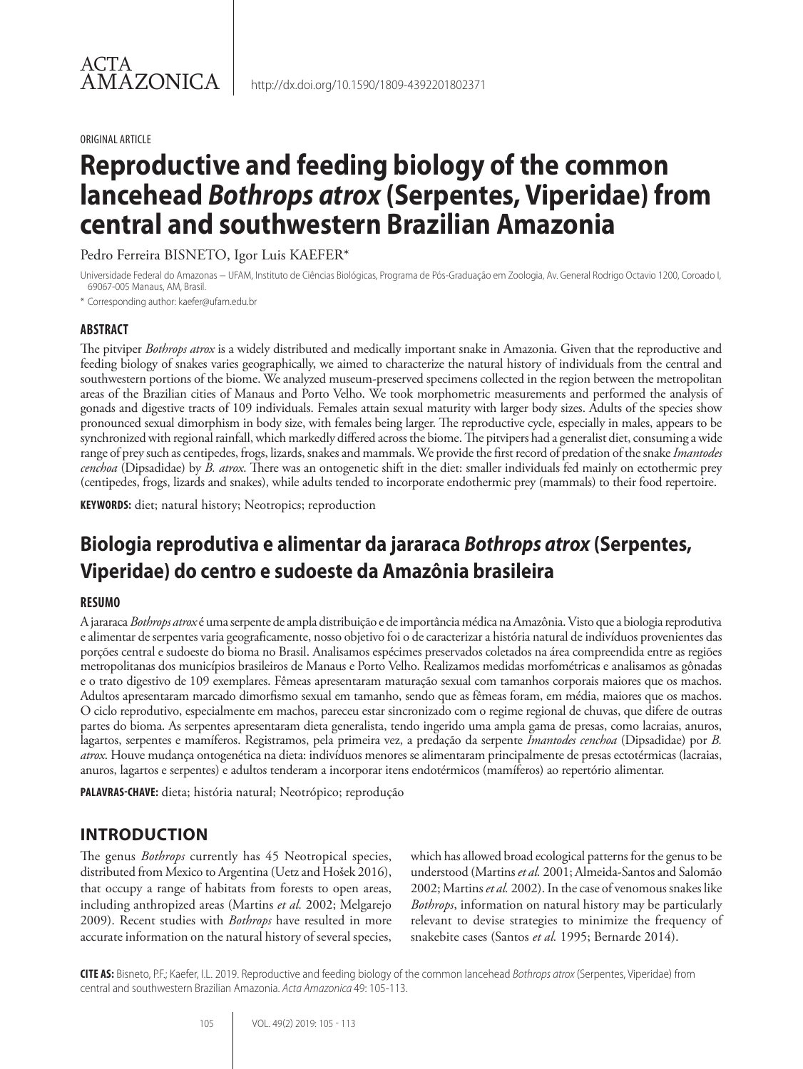ACTA AMAZONICA

http://dx.doi.org/10.1590/1809-4392201802371

ORIGINAL ARTICLE

# Reproductive and feeding biology of the common lancehead *Bothrops atrox* (Serpentes, Viperidae) from central and southwestern Brazilian Amazonia

Pedro Ferreira BISNETO, Igor Luis KAEFER*

Universidade Federal do Amazonas – UFAM, Instituto de Ciências Biológicas, Programa de Pós-Graduação em Zoologia, Av. General Rodrigo Octavio 1200, Coroado I, 69067-005 Manaus, AM, Brasil.

* Corresponding author: kaefer@ufam.edu.br

### ABSTRACT

The pitviper *Bothrops atrox* is a widely distributed and medically important snake in Amazonia. Given that the reproductive and feeding biology of snakes varies geographically, we aimed to characterize the natural history of individuals from the central and southwestern portions of the biome. We analyzed museum-preserved specimens collected in the region between the metropolitan areas of the Brazilian cities of Manaus and Porto Velho. We took morphometric measurements and performed the analysis of gonads and digestive tracts of 109 individuals. Females attain sexual maturity with larger body sizes. Adults of the species show pronounced sexual dimorphism in body size, with females being larger. The reproductive cycle, especially in males, appears to be synchronized with regional rainfall, which markedly differed across the biome. The pitvipers had a generalist diet, consuming a wide range of prey such as centipedes, frogs, lizards, snakes and mammals. We provide the first record of predation of the snake *Imantodes cenchoa* (Dipsadidae) by *B. atrox*. There was an ontogenetic shift in the diet: smaller individuals fed mainly on ectothermic prey (centipedes, frogs, lizards and snakes), while adults tended to incorporate endothermic prey (mammals) to their food repertoire.

**KEYWORDS:** diet; natural history; Neotropics; reproduction

## Biologia reprodutiva e alimentar da jararaca *Bothrops atrox* (Serpentes, Viperidae) do centro e sudoeste da Amazônia brasileira

### RESUMO

A jararaca *Bothrops atrox* é uma serpente de ampla distribuição e de importância médica na Amazônia. Visto que a biologia reprodutiva e alimentar de serpentes varia geograficamente, nosso objetivo foi o de caracterizar a história natural de indivíduos provenientes das porções central e sudoeste do bioma no Brasil. Analisamos espécimes preservados coletados na área compreendida entre as regiões metropolitanas dos municípios brasileiros de Manaus e Porto Velho. Realizamos medidas morfométricas e analisamos as gônadas e o trato digestivo de 109 exemplares. Fêmeas apresentaram maturação sexual com tamanhos corporais maiores que os machos. Adultos apresentaram marcado dimorfismo sexual em tamanho, sendo que as fêmeas foram, em média, maiores que os machos. O ciclo reprodutivo, especialmente em machos, pareceu estar sincronizado com o regime regional de chuvas, que difere de outras partes do bioma. As serpentes apresentaram dieta generalista, tendo ingerido uma ampla gama de presas, como lacraias, anuros, lagartos, serpentes e mamíferos. Registramos, pela primeira vez, a predação da serpente *Imantodes cenchoa* (Dipsadidae) por *B. atrox*. Houve mudança ontogenética na dieta: indivíduos menores se alimentaram principalmente de presas ectotérmicas (lacraias, anuros, lagartos e serpentes) e adultos tenderam a incorporar itens endotérmicos (mamíferos) ao repertório alimentar.

**PALAVRAS-CHAVE:** dieta; história natural; Neotrópico; reprodução

## INTRODUCTION

The genus *Bothrops* currently has 45 Neotropical species, distributed from Mexico to Argentina (Uetz and Hošek 2016), that occupy a range of habitats from forests to open areas, including anthropized areas (Martins *et al.* 2002; Melgarejo 2009). Recent studies with *Bothrops* have resulted in more accurate information on the natural history of several species, which has allowed broad ecological patterns for the genus to be understood (Martins *et al.* 2001; Almeida-Santos and Salomão 2002; Martins *et al.* 2002). In the case of venomous snakes like *Bothrops*, information on natural history may be particularly relevant to devise strategies to minimize the frequency of snakebite cases (Santos *et al.* 1995; Bernarde 2014).

**CITE AS:** Bisneto, P.F.; Kaefer, I.L. 2019. Reproductive and feeding biology of the common lancehead *Bothrops atrox* (Serpentes, Viperidae) from central and southwestern Brazilian Amazonia. *Acta Amazonica* 49: 105-113.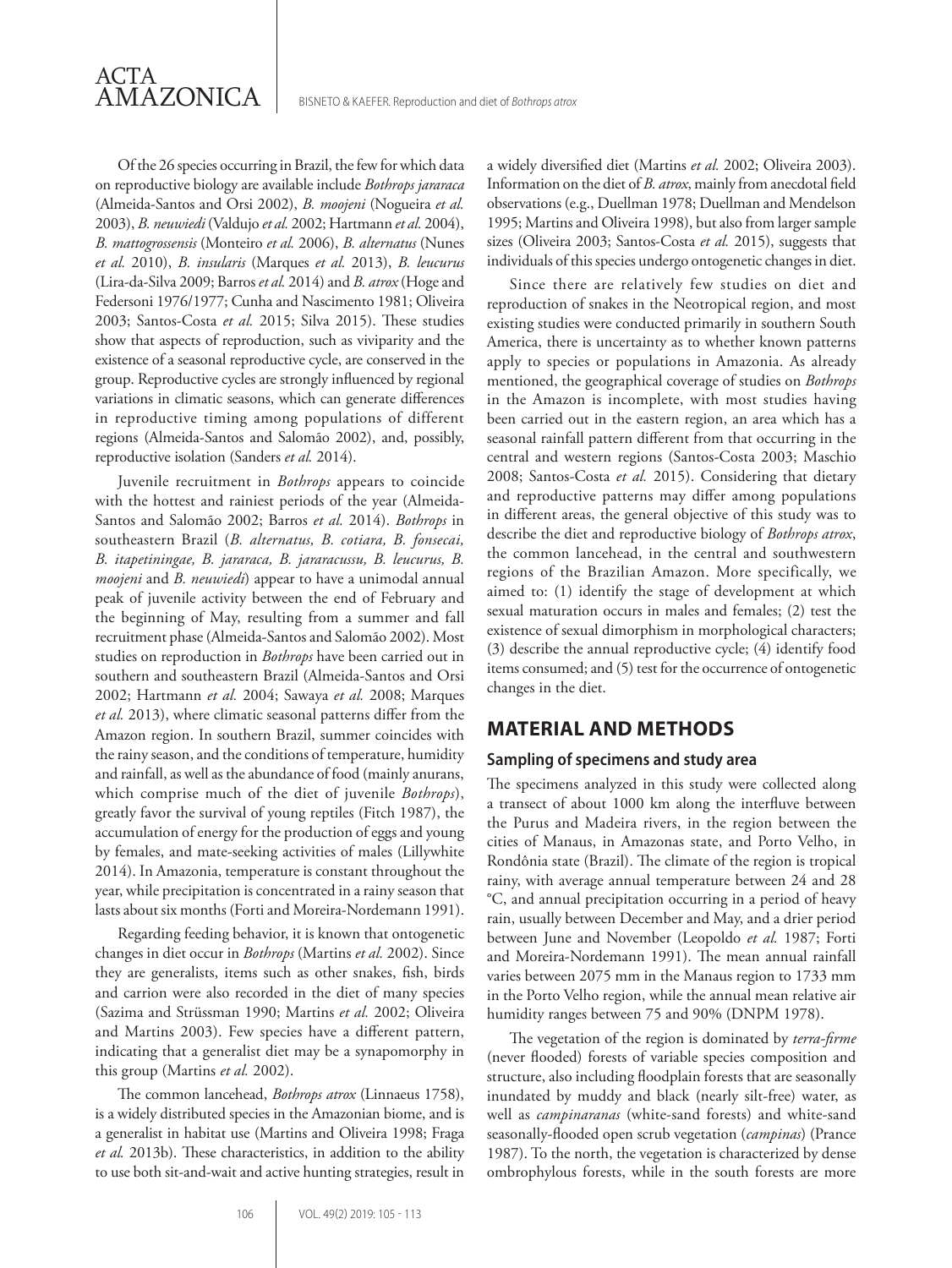Of the 26 species occurring in Brazil, the few for which data on reproductive biology are available include *Bothrops jararaca* (Almeida-Santos and Orsi 2002), *B. moojeni* (Nogueira *et al.* 2003), *B. neuwiedi* (Valdujo *et al.* 2002; Hartmann *et al.* 2004), *B. mattogrossensis* (Monteiro *et al.* 2006), *B. alternatus* (Nunes *et al.* 2010), *B. insularis* (Marques *et al.* 2013), *B. leucurus* (Lira-da-Silva 2009; Barros *et al.* 2014) and *B. atrox* (Hoge and Federsoni 1976/1977; Cunha and Nascimento 1981; Oliveira 2003; Santos-Costa *et al.* 2015; Silva 2015). These studies show that aspects of reproduction, such as viviparity and the existence of a seasonal reproductive cycle, are conserved in the group. Reproductive cycles are strongly influenced by regional variations in climatic seasons, which can generate differences in reproductive timing among populations of different regions (Almeida-Santos and Salomão 2002), and, possibly, reproductive isolation (Sanders *et al.* 2014).

Juvenile recruitment in *Bothrops* appears to coincide with the hottest and rainiest periods of the year (Almeida-Santos and Salomão 2002; Barros *et al.* 2014). *Bothrops* in southeastern Brazil (*B. alternatus, B. cotiara, B. fonsecai, B. itapetiningae, B. jararaca, B. jararacussu, B. leucurus, B. moojeni* and *B. neuwiedi*) appear to have a unimodal annual peak of juvenile activity between the end of February and the beginning of May, resulting from a summer and fall recruitment phase (Almeida-Santos and Salomão 2002). Most studies on reproduction in *Bothrops* have been carried out in southern and southeastern Brazil (Almeida-Santos and Orsi 2002; Hartmann *et al.* 2004; Sawaya *et al.* 2008; Marques *et al.* 2013), where climatic seasonal patterns differ from the Amazon region. In southern Brazil, summer coincides with the rainy season, and the conditions of temperature, humidity and rainfall, as well as the abundance of food (mainly anurans, which comprise much of the diet of juvenile *Bothrops*), greatly favor the survival of young reptiles (Fitch 1987), the accumulation of energy for the production of eggs and young by females, and mate-seeking activities of males (Lillywhite 2014). In Amazonia, temperature is constant throughout the year, while precipitation is concentrated in a rainy season that lasts about six months (Forti and Moreira-Nordemann 1991).

Regarding feeding behavior, it is known that ontogenetic changes in diet occur in *Bothrops* (Martins *et al.* 2002). Since they are generalists, items such as other snakes, fish, birds and carrion were also recorded in the diet of many species (Sazima and Strüssman 1990; Martins *et al.* 2002; Oliveira and Martins 2003). Few species have a different pattern, indicating that a generalist diet may be a synapomorphy in this group (Martins *et al.* 2002).

The common lancehead, *Bothrops atrox* (Linnaeus 1758), is a widely distributed species in the Amazonian biome, and is a generalist in habitat use (Martins and Oliveira 1998; Fraga *et al.* 2013b). These characteristics, in addition to the ability to use both sit-and-wait and active hunting strategies, result in a widely diversified diet (Martins *et al.* 2002; Oliveira 2003). Information on the diet of *B. atrox*, mainly from anecdotal field observations (e.g., Duellman 1978; Duellman and Mendelson 1995; Martins and Oliveira 1998), but also from larger sample sizes (Oliveira 2003; Santos-Costa *et al.* 2015), suggests that individuals of this species undergo ontogenetic changes in diet.

Since there are relatively few studies on diet and reproduction of snakes in the Neotropical region, and most existing studies were conducted primarily in southern South America, there is uncertainty as to whether known patterns apply to species or populations in Amazonia. As already mentioned, the geographical coverage of studies on *Bothrops* in the Amazon is incomplete, with most studies having been carried out in the eastern region, an area which has a seasonal rainfall pattern different from that occurring in the central and western regions (Santos-Costa 2003; Maschio 2008; Santos-Costa *et al.* 2015). Considering that dietary and reproductive patterns may differ among populations in different areas, the general objective of this study was to describe the diet and reproductive biology of *Bothrops atrox*, the common lancehead, in the central and southwestern regions of the Brazilian Amazon. More specifically, we aimed to: (1) identify the stage of development at which sexual maturation occurs in males and females; (2) test the existence of sexual dimorphism in morphological characters; (3) describe the annual reproductive cycle; (4) identify food items consumed; and (5) test for the occurrence of ontogenetic changes in the diet.

## MATERIAL AND METHODS

### Sampling of specimens and study area

The specimens analyzed in this study were collected along a transect of about 1000 km along the interfluve between the Purus and Madeira rivers, in the region between the cities of Manaus, in Amazonas state, and Porto Velho, in Rondônia state (Brazil). The climate of the region is tropical rainy, with average annual temperature between 24 and 28 °C, and annual precipitation occurring in a period of heavy rain, usually between December and May, and a drier period between June and November (Leopoldo *et al.* 1987; Forti and Moreira-Nordemann 1991). The mean annual rainfall varies between 2075 mm in the Manaus region to 1733 mm in the Porto Velho region, while the annual mean relative air humidity ranges between 75 and 90% (DNPM 1978).

The vegetation of the region is dominated by *terra-firme* (never flooded) forests of variable species composition and structure, also including floodplain forests that are seasonally inundated by muddy and black (nearly silt-free) water, as well as *campinaranas* (white-sand forests) and white-sand seasonally-flooded open scrub vegetation (*campinas*) (Prance 1987). To the north, the vegetation is characterized by dense ombrophylous forests, while in the south forests are more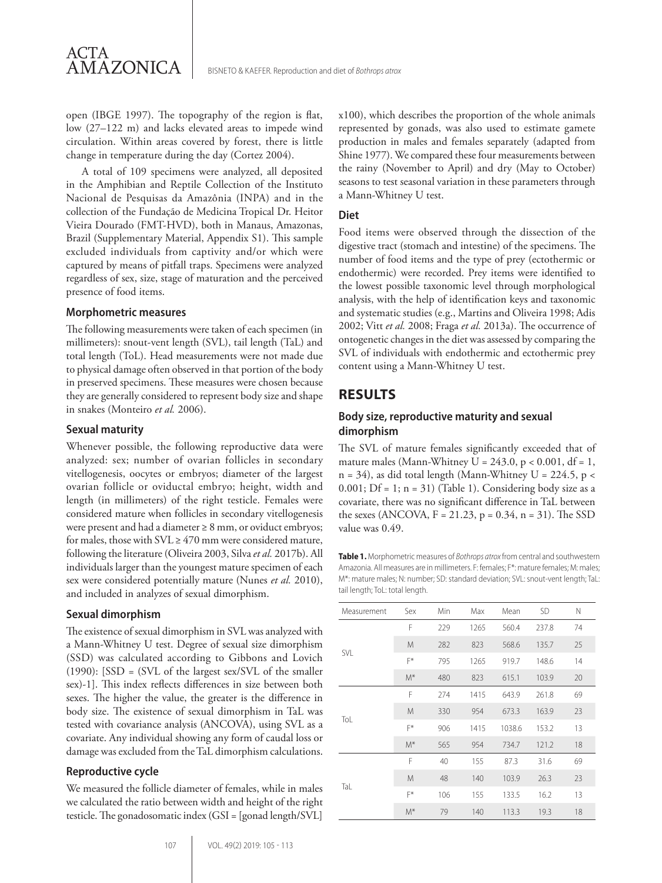open (IBGE 1997). The topography of the region is flat, low (27–122 m) and lacks elevated areas to impede wind circulation. Within areas covered by forest, there is little change in temperature during the day (Cortez 2004).

A total of 109 specimens were analyzed, all deposited in the Amphibian and Reptile Collection of the Instituto Nacional de Pesquisas da Amazônia (INPA) and in the collection of the Fundação de Medicina Tropical Dr. Heitor Vieira Dourado (FMT-HVD), both in Manaus, Amazonas, Brazil (Supplementary Material, Appendix S1). This sample excluded individuals from captivity and/or which were captured by means of pitfall traps. Specimens were analyzed regardless of sex, size, stage of maturation and the perceived presence of food items.

### Morphometric measures

The following measurements were taken of each specimen (in millimeters): snout-vent length (SVL), tail length (TaL) and total length (ToL). Head measurements were not made due to physical damage often observed in that portion of the body in preserved specimens. These measures were chosen because they are generally considered to represent body size and shape in snakes (Monteiro *et al.* 2006).

### Sexual maturity

Whenever possible, the following reproductive data were analyzed: sex; number of ovarian follicles in secondary vitellogenesis, oocytes or embryos; diameter of the largest ovarian follicle or oviductal embryo; height, width and length (in millimeters) of the right testicle. Females were considered mature when follicles in secondary vitellogenesis were present and had a diameter ≥ 8 mm, or oviduct embryos; for males, those with SVL ≥ 470 mm were considered mature, following the literature (Oliveira 2003, Silva *et al.* 2017b). All individuals larger than the youngest mature specimen of each sex were considered potentially mature (Nunes *et al.* 2010), and included in analyzes of sexual dimorphism.

### Sexual dimorphism

The existence of sexual dimorphism in SVL was analyzed with a Mann-Whitney U test. Degree of sexual size dimorphism (SSD) was calculated according to Gibbons and Lovich (1990): [SSD = (SVL of the largest sex/SVL of the smaller sex)-1]. This index reflects differences in size between both sexes. The higher the value, the greater is the difference in body size. The existence of sexual dimorphism in TaL was tested with covariance analysis (ANCOVA), using SVL as a covariate. Any individual showing any form of caudal loss or damage was excluded from the TaL dimorphism calculations.

### Reproductive cycle

We measured the follicle diameter of females, while in males we calculated the ratio between width and height of the right testicle. The gonadosomatic index (GSI = [gonad length/SVL] x100), which describes the proportion of the whole animals represented by gonads, was also used to estimate gamete production in males and females separately (adapted from Shine 1977). We compared these four measurements between the rainy (November to April) and dry (May to October) seasons to test seasonal variation in these parameters through a Mann-Whitney U test.

### Diet

Food items were observed through the dissection of the digestive tract (stomach and intestine) of the specimens. The number of food items and the type of prey (ectothermic or endothermic) were recorded. Prey items were identified to the lowest possible taxonomic level through morphological analysis, with the help of identification keys and taxonomic and systematic studies (e.g., Martins and Oliveira 1998; Adis 2002; Vitt *et al.* 2008; Fraga *et al.* 2013a). The occurrence of ontogenetic changes in the diet was assessed by comparing the SVL of individuals with endothermic and ectothermic prey content using a Mann-Whitney U test.

## RESULTS

### Body size, reproductive maturity and sexual dimorphism

The SVL of mature females significantly exceeded that of mature males (Mann-Whitney U = 243.0, $p < 0.001$, df = 1, n = 34), as did total length (Mann-Whitney U = 224.5, $p < 0.001$; Df = 1; n = 31) (Table 1). Considering body size as a covariate, there was no significant difference in TaL between the sexes (ANCOVA, F = 21.23, p = 0.34, n = 31). The SSD value was 0.49.

**Table 1.** Morphometric measures of *Bothrops atrox* from central and southwestern Amazonia. All measures are in millimeters. F: females; F*: mature females; M: males; M*: mature males; N: number; SD: standard deviation; SVL: snout-vent length; TaL: tail length; ToL: total length.

| Measurement | Sex | Min | Max | Mean | SD | N |
|---|---|---|---|---|---|---|
| SVL | F | 229 | 1265 | 560.4 | 237.8 | 74 |
| | M | 282 | 823 | 568.6 | 135.7 | 25 |
| | F* | 795 | 1265 | 919.7 | 148.6 | 14 |
| | M* | 480 | 823 | 615.1 | 103.9 | 20 |
| ToL | F | 274 | 1415 | 643.9 | 261.8 | 69 |
| | M | 330 | 954 | 673.3 | 163.9 | 23 |
| | F* | 906 | 1415 | 1038.6 | 153.2 | 13 |
| | M* | 565 | 954 | 734.7 | 121.2 | 18 |
| TaL | F | 40 | 155 | 87.3 | 31.6 | 69 |
| | M | 48 | 140 | 103.9 | 26.3 | 23 |
| | F* | 106 | 155 | 133.5 | 16.2 | 13 |
| | M* | 79 | 140 | 113.3 | 19.3 | 18 |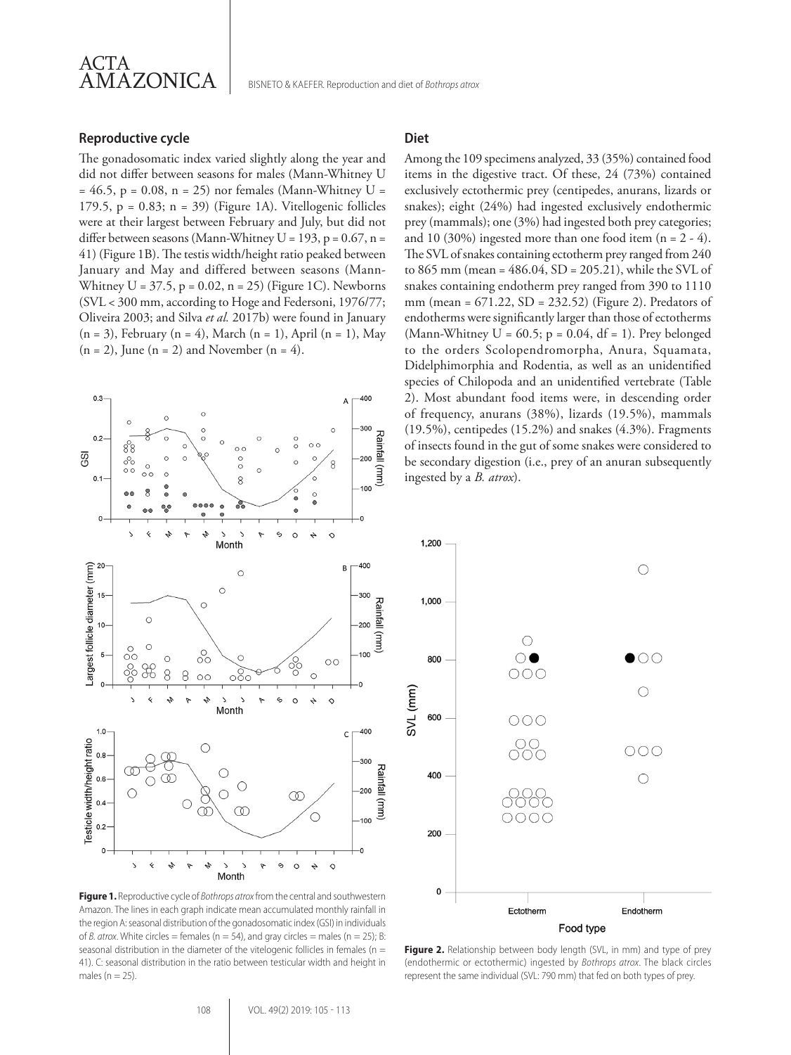## Reproductive cycle

The gonadosomatic index varied slightly along the year and did not differ between seasons for males (Mann-Whitney $U = 46.5$, $p = 0.08$, $n = 25$) nor females (Mann-Whitney $U = 179.5$, $p = 0.83$; $n = 39$) (Figure 1A). Vitellogenic follicles were at their largest between February and July, but did not differ between seasons (Mann-Whitney $U = 193$, $p = 0.67$, $n = 41$) (Figure 1B). The testis width/height ratio peaked between January and May and differed between seasons (Mann-Whitney $U = 37.5$, $p = 0.02$, $n = 25$) (Figure 1C). Newborns (SVL < 300 mm, according to Hoge and Federsoni, 1976/77; Oliveira 2003; and Silva *et al.* 2017b) were found in January ($n = 3$), February ($n = 4$), March ($n = 1$), April ($n = 1$), May ($n = 2$), June ($n = 2$) and November ($n = 4$).

**Figure 1.** Reproductive cycle of *Bothrops atrox* from the central and southwestern Amazon. The lines in each graph indicate mean accumulated monthly rainfall in the region A: seasonal distribution of the gonadosomatic index (GSI) in individuals of *B. atrox*. White circles = females ($n = 54$), and gray circles = males ($n = 25$); B: seasonal distribution in the diameter of the vitelogenic follicles in females ($n = 41$). C: seasonal distribution in the ratio between testicular width and height in males ($n = 25$).

## Diet

Among the 109 specimens analyzed, 33 (35%) contained food items in the digestive tract. Of these, 24 (73%) contained exclusively ectothermic prey (centipedes, anurans, lizards or snakes); eight (24%) had ingested exclusively endothermic prey (mammals); one (3%) had ingested both prey categories; and 10 (30%) ingested more than one food item ($n = 2 - 4$). The SVL of snakes containing ectotherm prey ranged from 240 to 865 mm (mean = 486.04, SD = 205.21), while the SVL of snakes containing endotherm prey ranged from 390 to 1110 mm (mean = 671.22, SD = 232.52) (Figure 2). Predators of endotherms were significantly larger than those of ectotherms (Mann-Whitney $U = 60.5$; $p = 0.04$, $df = 1$). Prey belonged to the orders Scolopendromorpha, Anura, Squamata, Didelphimorphia and Rodentia, as well as an unidentified species of Chilopoda and an unidentified vertebrate (Table 2). Most abundant food items were, in descending order of frequency, anurans (38%), lizards (19.5%), mammals (19.5%), centipedes (15.2%) and snakes (4.3%). Fragments of insects found in the gut of some snakes were considered to be secondary digestion (i.e., prey of an anuran subsequently ingested by a *B. atrox*).

**Figure 2.** Relationship between body length (SVL, in mm) and type of prey (endothermic or ectothermic) ingested by *Bothrops atrox*. The black circles represent the same individual (SVL: 790 mm) that fed on both types of prey.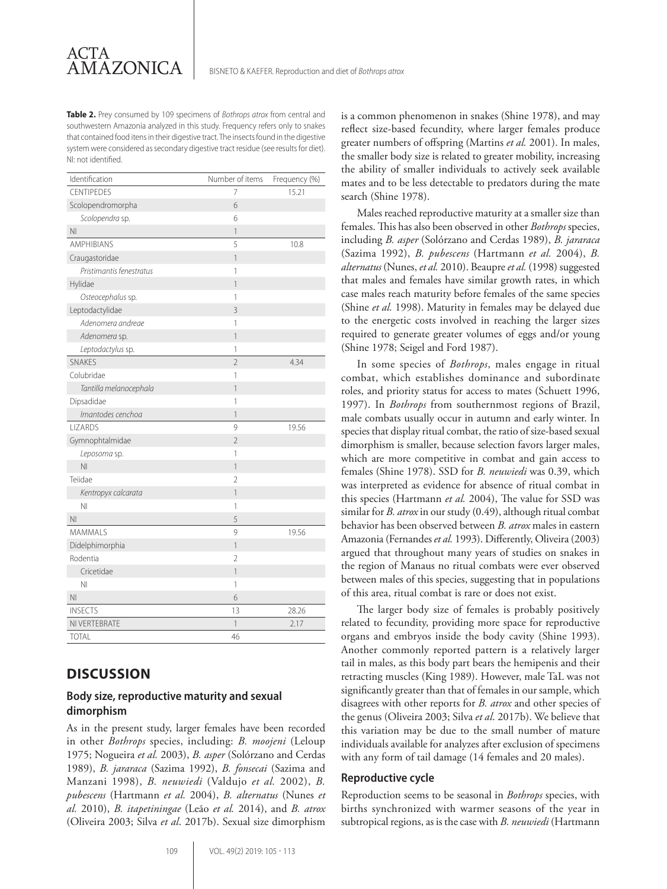**Table 2.** Prey consumed by 109 specimens of *Bothrops atrox* from central and southwestern Amazonia analyzed in this study. Frequency refers only to snakes that contained food itens in their digestive tract. The insects found in the digestive system were considered as secondary digestive tract residue (see results for diet). NI: not identified.

| Identification | Number of items | Frequency (%) |
|---|---|---|
| CENTIPEDES | 7 | 15.21 |
| Scolopendromorpha | 6 | |
| *Scolopendra* sp. | 6 | |
| NI | 1 | |
| AMPHIBIANS | 5 | 10.8 |
| Craugastoridae | 1 | |
| *Pristimantis fenestratus* | 1 | |
| Hylidae | 1 | |
| *Osteocephalus* sp. | 1 | |
| Leptodactylidae | 3 | |
| *Adenomera andreae* | 1 | |
| *Adenomera* sp. | 1 | |
| *Leptodactylus* sp. | 1 | |
| SNAKES | 2 | 4.34 |
| Colubridae | 1 | |
| *Tantilla melanocephala* | 1 | |
| Dipsadidae | 1 | |
| *Imantodes cenchoa* | 1 | |
| LIZARDS | 9 | 19.56 |
| Gymnophtalmidae | 2 | |
| *Leposoma* sp. | 1 | |
| NI | 1 | |
| Teiidae | 2 | |
| *Kentropyx calcarata* | 1 | |
| NI | 1 | |
| NI | 5 | |
| MAMMALS | 9 | 19.56 |
| Didelphimorphia | 1 | |
| Rodentia | 2 | |
| Cricetidae | 1 | |
| NI | 1 | |
| NI | 6 | |
| INSECTS | 13 | 28.26 |
| NI VERTEBRATE | 1 | 2.17 |
| TOTAL | 46 | |

## DISCUSSION

### Body size, reproductive maturity and sexual dimorphism

As in the present study, larger females have been recorded in other *Bothrops* species, including: *B. moojeni* (Leloup 1975; Nogueira *et al.* 2003), *B. asper* (Solórzano and Cerdas 1989), *B. jararaca* (Sazima 1992), *B. fonsecai* (Sazima and Manzani 1998), *B. neuwiedi* (Valdujo *et al.* 2002), *B. pubescens* (Hartmann *et al.* 2004), *B. alternatus* (Nunes *et al.* 2010), *B. itapetiningae* (Leão *et al.* 2014), and *B. atrox* (Oliveira 2003; Silva *et al*. 2017b). Sexual size dimorphism is a common phenomenon in snakes (Shine 1978), and may reflect size-based fecundity, where larger females produce greater numbers of offspring (Martins *et al.* 2001). In males, the smaller body size is related to greater mobility, increasing the ability of smaller individuals to actively seek available mates and to be less detectable to predators during the mate search (Shine 1978).

Males reached reproductive maturity at a smaller size than females. This has also been observed in other *Bothrops* species, including *B. asper* (Solórzano and Cerdas 1989), *B. jararaca* (Sazima 1992), *B. pubescens* (Hartmann *et al.* 2004), *B. alternatus* (Nunes, *et al.* 2010). Beaupre *et al.* (1998) suggested that males and females have similar growth rates, in which case males reach maturity before females of the same species (Shine *et al.* 1998). Maturity in females may be delayed due to the energetic costs involved in reaching the larger sizes required to generate greater volumes of eggs and/or young (Shine 1978; Seigel and Ford 1987).

In some species of *Bothrops*, males engage in ritual combat, which establishes dominance and subordinate roles, and priority status for access to mates (Schuett 1996, 1997). In *Bothrops* from southernmost regions of Brazil, male combats usually occur in autumn and early winter. In species that display ritual combat, the ratio of size-based sexual dimorphism is smaller, because selection favors larger males, which are more competitive in combat and gain access to females (Shine 1978). SSD for *B. neuwiedi* was 0.39, which was interpreted as evidence for absence of ritual combat in this species (Hartmann *et al.* 2004), The value for SSD was similar for *B. atrox* in our study (0.49), although ritual combat behavior has been observed between *B. atrox* males in eastern Amazonia (Fernandes *et al.* 1993). Differently, Oliveira (2003) argued that throughout many years of studies on snakes in the region of Manaus no ritual combats were ever observed between males of this species, suggesting that in populations of this area, ritual combat is rare or does not exist.

The larger body size of females is probably positively related to fecundity, providing more space for reproductive organs and embryos inside the body cavity (Shine 1993). Another commonly reported pattern is a relatively larger tail in males, as this body part bears the hemipenis and their retracting muscles (King 1989). However, male TaL was not significantly greater than that of females in our sample, which disagrees with other reports for *B. atrox* and other species of the genus (Oliveira 2003; Silva *et al*. 2017b). We believe that this variation may be due to the small number of mature individuals available for analyzes after exclusion of specimens with any form of tail damage (14 females and 20 males).

### Reproductive cycle

Reproduction seems to be seasonal in *Bothrops* species, with births synchronized with warmer seasons of the year in subtropical regions, as is the case with *B. neuwiedi* (Hartmann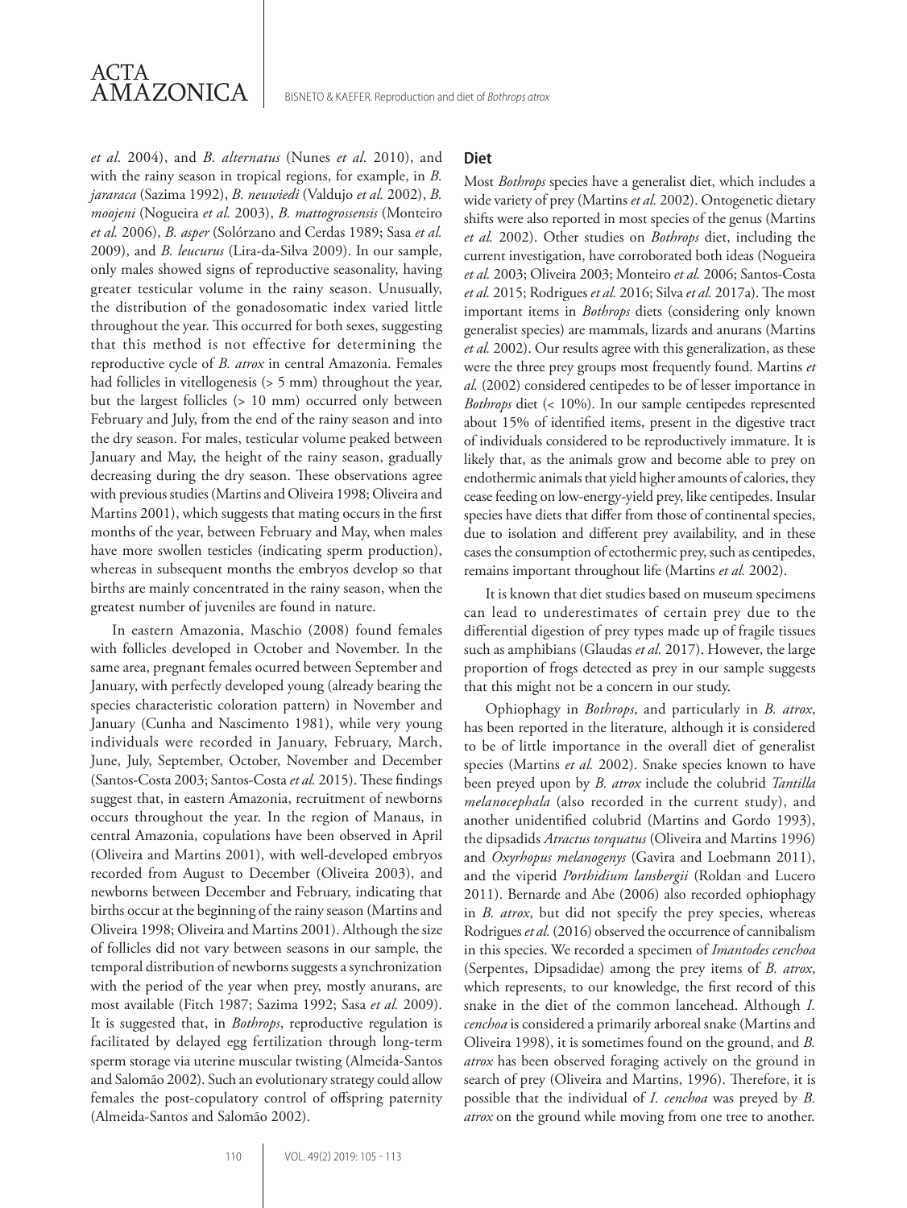*et al.* 2004), and *B. alternatus* (Nunes *et al.* 2010), and with the rainy season in tropical regions, for example, in *B. jararaca* (Sazima 1992), *B. neuwiedi* (Valdujo *et al.* 2002), *B. moojeni* (Nogueira *et al.* 2003), *B. mattogrossensis* (Monteiro *et al.* 2006), *B. asper* (Solórzano and Cerdas 1989; Sasa *et al.* 2009), and *B. leucurus* (Lira-da-Silva 2009). In our sample, only males showed signs of reproductive seasonality, having greater testicular volume in the rainy season. Unusually, the distribution of the gonadosomatic index varied little throughout the year. This occurred for both sexes, suggesting that this method is not effective for determining the reproductive cycle of *B. atrox* in central Amazonia. Females had follicles in vitellogenesis (> 5 mm) throughout the year, but the largest follicles (> 10 mm) occurred only between February and July, from the end of the rainy season and into the dry season. For males, testicular volume peaked between January and May, the height of the rainy season, gradually decreasing during the dry season. These observations agree with previous studies (Martins and Oliveira 1998; Oliveira and Martins 2001), which suggests that mating occurs in the first months of the year, between February and May, when males have more swollen testicles (indicating sperm production), whereas in subsequent months the embryos develop so that births are mainly concentrated in the rainy season, when the greatest number of juveniles are found in nature.

In eastern Amazonia, Maschio (2008) found females with follicles developed in October and November. In the same area, pregnant females ocurred between September and January, with perfectly developed young (already bearing the species characteristic coloration pattern) in November and January (Cunha and Nascimento 1981), while very young individuals were recorded in January, February, March, June, July, September, October, November and December (Santos-Costa 2003; Santos-Costa *et al.* 2015). These findings suggest that, in eastern Amazonia, recruitment of newborns occurs throughout the year. In the region of Manaus, in central Amazonia, copulations have been observed in April (Oliveira and Martins 2001), with well-developed embryos recorded from August to December (Oliveira 2003), and newborns between December and February, indicating that births occur at the beginning of the rainy season (Martins and Oliveira 1998; Oliveira and Martins 2001). Although the size of follicles did not vary between seasons in our sample, the temporal distribution of newborns suggests a synchronization with the period of the year when prey, mostly anurans, are most available (Fitch 1987; Sazima 1992; Sasa *et al.* 2009). It is suggested that, in *Bothrops*, reproductive regulation is facilitated by delayed egg fertilization through long-term sperm storage via uterine muscular twisting (Almeida-Santos and Salomão 2002). Such an evolutionary strategy could allow females the post-copulatory control of offspring paternity (Almeida-Santos and Salomão 2002).

## Diet

Most *Bothrops* species have a generalist diet, which includes a wide variety of prey (Martins *et al.* 2002). Ontogenetic dietary shifts were also reported in most species of the genus (Martins *et al.* 2002). Other studies on *Bothrops* diet, including the current investigation, have corroborated both ideas (Nogueira *et al.* 2003; Oliveira 2003; Monteiro *et al.* 2006; Santos-Costa *et al.* 2015; Rodrigues *et al.* 2016; Silva *et al.* 2017a). The most important items in *Bothrops* diets (considering only known generalist species) are mammals, lizards and anurans (Martins *et al.* 2002). Our results agree with this generalization, as these were the three prey groups most frequently found. Martins *et al.* (2002) considered centipedes to be of lesser importance in *Bothrops* diet (< 10%). In our sample centipedes represented about 15% of identified items, present in the digestive tract of individuals considered to be reproductively immature. It is likely that, as the animals grow and become able to prey on endothermic animals that yield higher amounts of calories, they cease feeding on low-energy-yield prey, like centipedes. Insular species have diets that differ from those of continental species, due to isolation and different prey availability, and in these cases the consumption of ectothermic prey, such as centipedes, remains important throughout life (Martins *et al.* 2002).

It is known that diet studies based on museum specimens can lead to underestimates of certain prey due to the differential digestion of prey types made up of fragile tissues such as amphibians (Glaudas *et al.* 2017). However, the large proportion of frogs detected as prey in our sample suggests that this might not be a concern in our study.

Ophiophagy in *Bothrops*, and particularly in *B. atrox*, has been reported in the literature, although it is considered to be of little importance in the overall diet of generalist species (Martins *et al.* 2002). Snake species known to have been preyed upon by *B. atrox* include the colubrid *Tantilla melanocephala* (also recorded in the current study), and another unidentified colubrid (Martins and Gordo 1993), the dipsadids *Atractus torquatus* (Oliveira and Martins 1996) and *Oxyrhopus melanogenys* (Gavira and Loebmann 2011), and the viperid *Porthidium lansbergii* (Roldan and Lucero 2011). Bernarde and Abe (2006) also recorded ophiophagy in *B. atrox*, but did not specify the prey species, whereas Rodrigues *et al.* (2016) observed the occurrence of cannibalism in this species. We recorded a specimen of *Imantodes cenchoa* (Serpentes, Dipsadidae) among the prey items of *B. atrox*, which represents, to our knowledge, the first record of this snake in the diet of the common lancehead. Although *I. cenchoa* is considered a primarily arboreal snake (Martins and Oliveira 1998), it is sometimes found on the ground, and *B. atrox* has been observed foraging actively on the ground in search of prey (Oliveira and Martins, 1996). Therefore, it is possible that the individual of *I. cenchoa* was preyed by *B. atrox* on the ground while moving from one tree to another.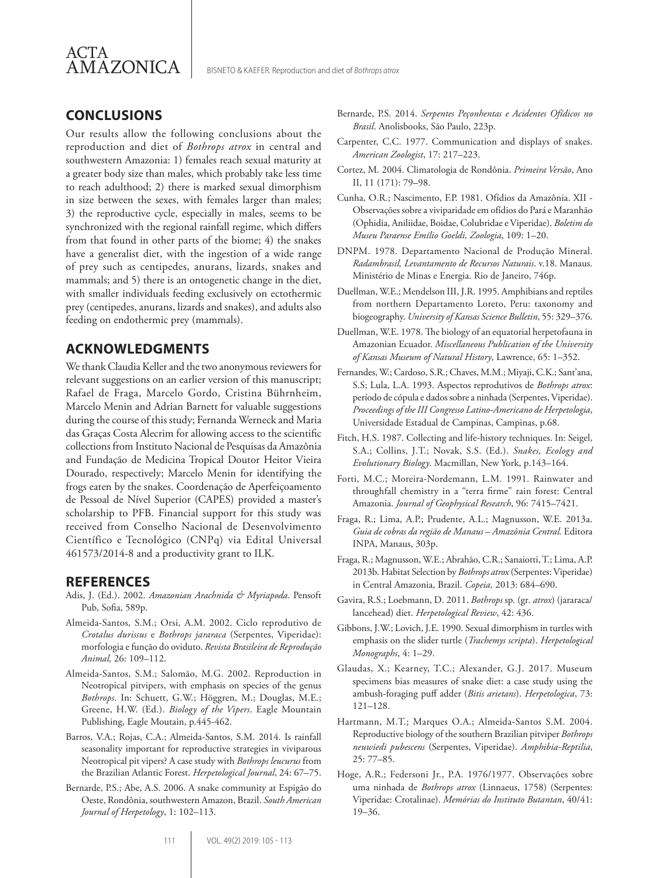## CONCLUSIONS

Our results allow the following conclusions about the reproduction and diet of *Bothrops atrox* in central and southwestern Amazonia: 1) females reach sexual maturity at a greater body size than males, which probably take less time to reach adulthood; 2) there is marked sexual dimorphism in size between the sexes, with females larger than males; 3) the reproductive cycle, especially in males, seems to be synchronized with the regional rainfall regime, which differs from that found in other parts of the biome; 4) the snakes have a generalist diet, with the ingestion of a wide range of prey such as centipedes, anurans, lizards, snakes and mammals; and 5) there is an ontogenetic change in the diet, with smaller individuals feeding exclusively on ectothermic prey (centipedes, anurans, lizards and snakes), and adults also feeding on endothermic prey (mammals).

## ACKNOWLEDGMENTS

We thank Claudia Keller and the two anonymous reviewers for relevant suggestions on an earlier version of this manuscript; Rafael de Fraga, Marcelo Gordo, Cristina Bührnheim, Marcelo Menin and Adrian Barnett for valuable suggestions during the course of this study; Fernanda Werneck and Maria das Graças Costa Alecrim for allowing access to the scientific collections from Instituto Nacional de Pesquisas da Amazônia and Fundação de Medicina Tropical Doutor Heitor Vieira Dourado, respectively; Marcelo Menin for identifying the frogs eaten by the snakes. Coordenação de Aperfeiçoamento de Pessoal de Nível Superior (CAPES) provided a master's scholarship to PFB. Financial support for this study was received from Conselho Nacional de Desenvolvimento Científico e Tecnológico (CNPq) via Edital Universal 461573/2014-8 and a productivity grant to ILK.

## REFERENCES

Adis, J. (Ed.). 2002. *Amazonian Arachnida & Myriapoda*. Pensoft Pub, Sofia, 589p.

Almeida-Santos, S.M.; Orsi, A.M. 2002. Ciclo reprodutivo de *Crotalus durissus* e *Bothrops jararaca* (Serpentes, Viperidae): morfologia e função do oviduto. *Revista Brasileira de Reprodução Animal,* 26: 109–112.

Almeida-Santos, S.M.; Salomão, M.G. 2002. Reproduction in Neotropical pitvipers, with emphasis on species of the genus *Bothrops*. In: Schuett, G.W.; Höggren, M.; Douglas, M.E.; Greene, H.W. (Ed.). *Biology of the Vipers*. Eagle Mountain Publishing, Eagle Moutain, p.445-462.

Barros, V.A.; Rojas, C.A.; Almeida-Santos, S.M. 2014. Is rainfall seasonality important for reproductive strategies in viviparous Neotropical pit vipers? A case study with *Bothrops leucurus* from the Brazilian Atlantic Forest. *Herpetological Journal*, 24: 67–75.

Bernarde, P.S.; Abe, A.S. 2006. A snake community at Espigão do Oeste, Rondônia, southwestern Amazon, Brazil. *South American Journal of Herpetology*, 1: 102–113.

Bernarde, P.S. 2014. *Serpentes Peçonhentas e Acidentes Ofídicos no Brasil*. Anolisbooks, São Paulo, 223p.

Carpenter, C.C. 1977. Communication and displays of snakes. *American Zoologist*, 17: 217–223.

Cortez, M. 2004. Climatologia de Rondônia. *Primeira Versão*, Ano II, 11 (171): 79–98.

Cunha, O.R.; Nascimento, F.P. 1981. Ofídios da Amazônia. XII - Observações sobre a viviparidade em ofídios do Pará e Maranhão (Ophidia, Aniliidae, Boidae, Colubridae e Viperidae). *Boletim do Museu Paraense Emílio Goeldi, Zoologia*, 109: 1–20.

DNPM. 1978. Departamento Nacional de Produção Mineral. *Radambrasil, Levantamento de Recursos Naturais*. v.18. Manaus. Ministério de Minas e Energia. Rio de Janeiro, 746p.

Duellman, W.E.; Mendelson III, J.R. 1995. Amphibians and reptiles from northern Departamento Loreto, Peru: taxonomy and biogeography. *University of Kansas Science Bulletin*, 55: 329–376.

Duellman, W.E. 1978. The biology of an equatorial herpetofauna in Amazonian Ecuador. *Miscellaneous Publication of the University of Kansas Museum of Natural History*, Lawrence, 65: 1–352.

Fernandes, W.; Cardoso, S.R.; Chaves, M.M.; Miyaji, C.K.; Sant'ana, S.S; Lula, L.A. 1993. Aspectos reprodutivos de *Bothrops atrox*: período de cópula e dados sobre a ninhada (Serpentes, Viperidae). *Proceedings of the III Congresso Latino-Americano de Herpetologia*, Universidade Estadual de Campinas, Campinas, p.68.

Fitch, H.S. 1987. Collecting and life-history techniques. In: Seigel, S.A.; Collins, J.T.; Novak, S.S. (Ed.). *Snakes, Ecology and Evolutionary Biology*. Macmillan, New York, p.143–164.

Forti, M.C.; Moreira-Nordemann, L.M. 1991. Rainwater and throughfall chemistry in a "terra firme" rain forest: Central Amazonia. *Journal of Geophysical Research*, 96: 7415–7421.

Fraga, R.; Lima, A.P.; Prudente, A.L.; Magnusson, W.E. 2013a. *Guia de cobras da região de Manaus – Amazônia Central.* Editora INPA, Manaus, 303p.

Fraga, R.; Magnusson, W.E.; Abrahão, C.R.; Sanaiotti, T.; Lima, A.P. 2013b. Habitat Selection by *Bothrops atrox* (Serpentes: Viperidae) in Central Amazonia, Brazil. *Copeia,* 2013: 684–690.

Gavira, R.S.; Loebmann, D. 2011. *Bothrops* sp. (gr. *atrox*) (jararaca/lancehead) diet. *Herpetological Review*, 42: 436.

Gibbons, J.W.; Lovich, J.E. 1990. Sexual dimorphism in turtles with emphasis on the slider turtle (*Trachemys scripta*). *Herpetological Monographs*, 4: 1–29.

Glaudas, X.; Kearney, T.C.; Alexander, G.J. 2017. Museum specimens bias measures of snake diet: a case study using the ambush-foraging puff adder (*Bitis arietans*). *Herpetologica*, 73: 121–128.

Hartmann, M.T.; Marques O.A.; Almeida-Santos S.M. 2004. Reproductive biology of the southern Brazilian pitviper *Bothrops neuwiedi pubescens* (Serpentes, Viperidae). *Amphibia-Reptilia*, 25: 77–85.

Hoge, A.R.; Federsoni Jr., P.A. 1976/1977. Observações sobre uma ninhada de *Bothrops atrox* (Linnaeus, 1758) (Serpentes: Viperidae: Crotalinae). *Memórias do Instituto Butantan*, 40/41: 19–36.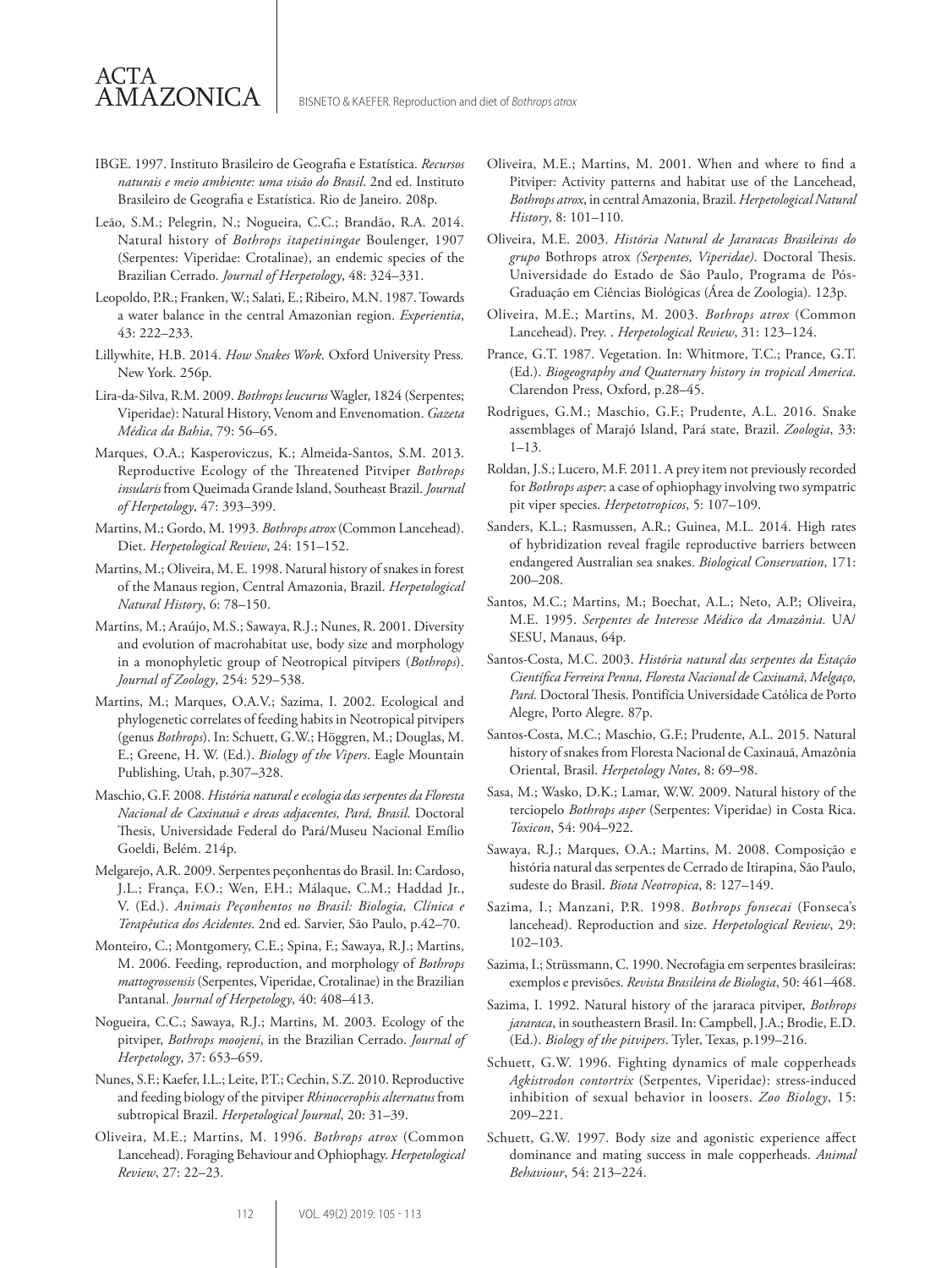IBGE. 1997. Instituto Brasileiro de Geografia e Estatística. *Recursos naturais e meio ambiente: uma visão do Brasil*. 2nd ed. Instituto Brasileiro de Geografia e Estatística. Rio de Janeiro. 208p.

Leão, S.M.; Pelegrin, N.; Nogueira, C.C.; Brandão, R.A. 2014. Natural history of *Bothrops itapetiningae* Boulenger, 1907 (Serpentes: Viperidae: Crotalinae), an endemic species of the Brazilian Cerrado. *Journal of Herpetology*, 48: 324–331.

Leopoldo, P.R.; Franken, W.; Salati, E.; Ribeiro, M.N. 1987. Towards a water balance in the central Amazonian region. *Experientia*, 43: 222–233.

Lillywhite, H.B. 2014. *How Snakes Work*. Oxford University Press. New York. 256p.

Lira-da-Silva, R.M. 2009. *Bothrops leucurus* Wagler, 1824 (Serpentes; Viperidae): Natural History, Venom and Envenomation. *Gazeta Médica da Bahia*, 79: 56–65.

Marques, O.A.; Kasperoviczus, K.; Almeida-Santos, S.M. 2013. Reproductive Ecology of the Threatened Pitviper *Bothrops insularis* from Queimada Grande Island, Southeast Brazil. *Journal of Herpetology*, 47: 393–399.

Martins, M.; Gordo, M. 1993. *Bothrops atrox* (Common Lancehead). Diet. *Herpetological Review*, 24: 151–152.

Martins, M.; Oliveira, M. E. 1998. Natural history of snakes in forest of the Manaus region, Central Amazonia, Brazil. *Herpetological Natural History*, 6: 78–150.

Martins, M.; Araújo, M.S.; Sawaya, R.J.; Nunes, R. 2001. Diversity and evolution of macrohabitat use, body size and morphology in a monophyletic group of Neotropical pitvipers (*Bothrops*). *Journal of Zoology*, 254: 529–538.

Martins, M.; Marques, O.A.V.; Sazima, I. 2002. Ecological and phylogenetic correlates of feeding habits in Neotropical pitvipers (genus *Bothrops*). In: Schuett, G.W.; Höggren, M.; Douglas, M. E.; Greene, H. W. (Ed.). *Biology of the Vipers*. Eagle Mountain Publishing, Utah, p.307–328.

Maschio, G.F. 2008. *História natural e ecologia das serpentes da Floresta Nacional de Caxinauã e áreas adjacentes, Pará, Brasil*. Doctoral Thesis, Universidade Federal do Pará/Museu Nacional Emílio Goeldi, Belém. 214p.

Melgarejo, A.R. 2009. Serpentes peçonhentas do Brasil. In: Cardoso, J.L.; França, F.O.; Wen, F.H.; Málaque, C.M.; Haddad Jr., V. (Ed.). *Animais Peçonhentos no Brasil: Biologia, Clínica e Terapêutica dos Acidentes*. 2nd ed. Sarvier, São Paulo, p.42–70.

Monteiro, C.; Montgomery, C.E.; Spina, F.; Sawaya, R.J.; Martins, M. 2006. Feeding, reproduction, and morphology of *Bothrops mattogrossensis* (Serpentes, Viperidae, Crotalinae) in the Brazilian Pantanal. *Journal of Herpetology*, 40: 408–413.

Nogueira, C.C.; Sawaya, R.J.; Martins, M. 2003. Ecology of the pitviper, *Bothrops moojeni*, in the Brazilian Cerrado. *Journal of Herpetology*, 37: 653–659.

Nunes, S.F.; Kaefer, I.L.; Leite, P.T.; Cechin, S.Z. 2010. Reproductive and feeding biology of the pitviper *Rhinocerophis alternatus* from subtropical Brazil. *Herpetological Journal*, 20: 31–39.

Oliveira, M.E.; Martins, M. 1996. *Bothrops atrox* (Common Lancehead). Foraging Behaviour and Ophiophagy. *Herpetological Review*, 27: 22–23.

Oliveira, M.E.; Martins, M. 2001. When and where to find a Pitviper: Activity patterns and habitat use of the Lancehead, *Bothrops atrox*, in central Amazonia, Brazil. *Herpetological Natural History*, 8: 101–110.

Oliveira, M.E. 2003. *História Natural de Jararacas Brasileiras do grupo* Bothrops atrox *(Serpentes, Viperidae)*. Doctoral Thesis. Universidade do Estado de São Paulo, Programa de Pós-Graduação em Ciências Biológicas (Área de Zoologia). 123p.

Oliveira, M.E.; Martins, M. 2003. *Bothrops atrox* (Common Lancehead). Prey. . *Herpetological Review*, 31: 123–124.

Prance, G.T. 1987. Vegetation. In: Whitmore, T.C.; Prance, G.T. (Ed.). *Biogeography and Quaternary history in tropical America*. Clarendon Press, Oxford, p.28–45.

Rodrigues, G.M.; Maschio, G.F.; Prudente, A.L. 2016. Snake assemblages of Marajó Island, Pará state, Brazil. *Zoologia*, 33: 1–13.

Roldan, J.S.; Lucero, M.F. 2011. A prey item not previously recorded for *Bothrops asper*: a case of ophiophagy involving two sympatric pit viper species. *Herpetotropicos*, 5: 107–109.

Sanders, K.L.; Rasmussen, A.R.; Guinea, M.L. 2014. High rates of hybridization reveal fragile reproductive barriers between endangered Australian sea snakes. *Biological Conservation*, 171: 200–208.

Santos, M.C.; Martins, M.; Boechat, A.L.; Neto, A.P.; Oliveira, M.E. 1995. *Serpentes de Interesse Médico da Amazônia.* UA/SESU, Manaus, 64p.

Santos-Costa, M.C. 2003. *História natural das serpentes da Estação Científica Ferreira Penna, Floresta Nacional de Caxiuanã, Melgaço, Pará.* Doctoral Thesis. Pontifícia Universidade Católica de Porto Alegre, Porto Alegre. 87p.

Santos-Costa, M.C.; Maschio, G.F.; Prudente, A.L. 2015. Natural history of snakes from Floresta Nacional de Caxinauã, Amazônia Oriental, Brasil. *Herpetology Notes*, 8: 69–98.

Sasa, M.; Wasko, D.K.; Lamar, W.W. 2009. Natural history of the terciopelo *Bothrops asper* (Serpentes: Viperidae) in Costa Rica. *Toxicon*, 54: 904–922.

Sawaya, R.J.; Marques, O.A.; Martins, M. 2008. Composição e história natural das serpentes de Cerrado de Itirapina, São Paulo, sudeste do Brasil. *Biota Neotropica*, 8: 127–149.

Sazima, I.; Manzani, P.R. 1998. *Bothrops fonsecai* (Fonseca's lancehead). Reproduction and size. *Herpetological Review*, 29: 102–103.

Sazima, I.; Strüssmann, C. 1990. Necrofagia em serpentes brasileiras: exemplos e previsões. *Revista Brasileira de Biologia*, 50: 461–468.

Sazima, I. 1992. Natural history of the jararaca pitviper, *Bothrops jararaca*, in southeastern Brasil. In: Campbell, J.A.; Brodie, E.D. (Ed.). *Biology of the pitvipers*. Tyler, Texas, p.199–216.

Schuett, G.W. 1996. Fighting dynamics of male copperheads *Agkistrodon contortrix* (Serpentes, Viperidae): stress-induced inhibition of sexual behavior in loosers. *Zoo Biology*, 15: 209–221.

Schuett, G.W. 1997. Body size and agonistic experience affect dominance and mating success in male copperheads. *Animal Behaviour*, 54: 213–224.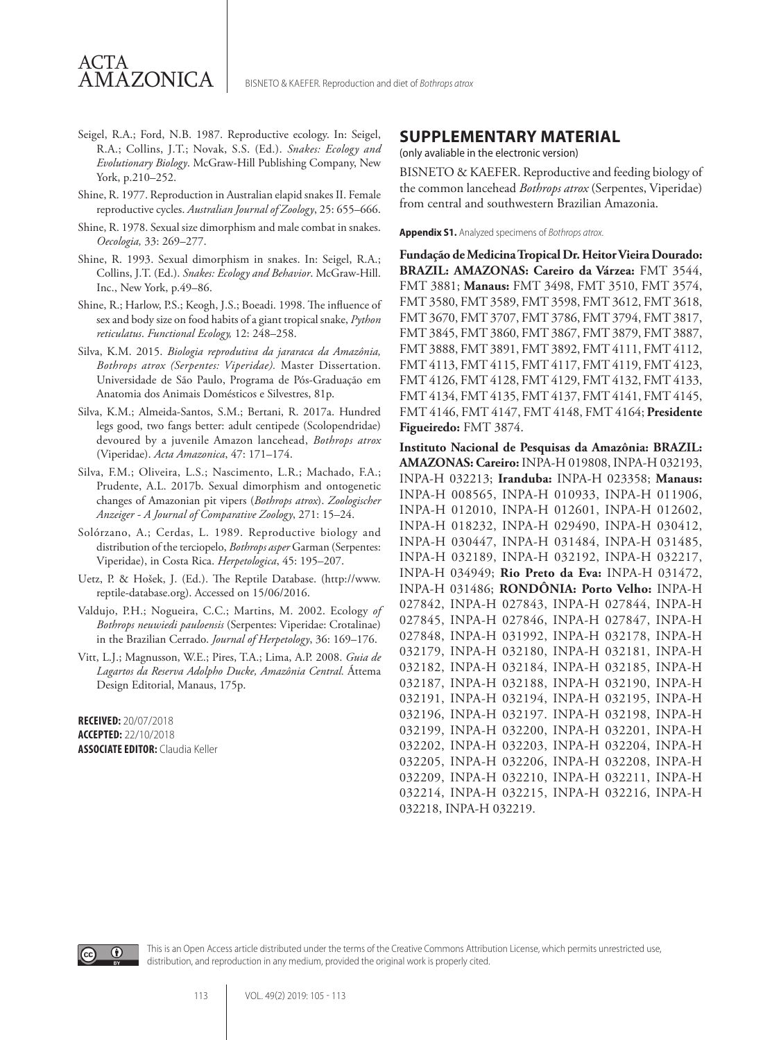Seigel, R.A.; Ford, N.B. 1987. Reproductive ecology. In: Seigel, R.A.; Collins, J.T.; Novak, S.S. (Ed.). *Snakes: Ecology and Evolutionary Biology*. McGraw-Hill Publishing Company, New York, p.210–252.

Shine, R. 1977. Reproduction in Australian elapid snakes II. Female reproductive cycles. *Australian Journal of Zoology*, 25: 655–666.

Shine, R. 1978. Sexual size dimorphism and male combat in snakes. *Oecologia,* 33: 269–277.

Shine, R. 1993. Sexual dimorphism in snakes. In: Seigel, R.A.; Collins, J.T. (Ed.). *Snakes: Ecology and Behavior*. McGraw-Hill. Inc., New York, p.49–86.

Shine, R.; Harlow, P.S.; Keogh, J.S.; Boeadi. 1998. The influence of sex and body size on food habits of a giant tropical snake, *Python reticulatus*. *Functional Ecology,* 12: 248–258.

Silva, K.M. 2015. *Biologia reprodutiva da jararaca da Amazônia, Bothrops atrox (Serpentes: Viperidae).* Master Dissertation. Universidade de São Paulo, Programa de Pós-Graduação em Anatomia dos Animais Domésticos e Silvestres, 81p.

Silva, K.M.; Almeida-Santos, S.M.; Bertani, R. 2017a. Hundred legs good, two fangs better: adult centipede (Scolopendridae) devoured by a juvenile Amazon lancehead, *Bothrops atrox* (Viperidae). *Acta Amazonica*, 47: 171–174.

Silva, F.M.; Oliveira, L.S.; Nascimento, L.R.; Machado, F.A.; Prudente, A.L. 2017b. Sexual dimorphism and ontogenetic changes of Amazonian pit vipers (*Bothrops atrox*). *Zoologischer Anzeiger - A Journal of Comparative Zoology*, 271: 15–24.

Solórzano, A.; Cerdas, L. 1989. Reproductive biology and distribution of the terciopelo, *Bothrops asper* Garman (Serpentes: Viperidae), in Costa Rica. *Herpetologica*, 45: 195–207.

Uetz, P. & Hošek, J. (Ed.). The Reptile Database. (http://www.reptile-database.org). Accessed on 15/06/2016.

Valdujo, P.H.; Nogueira, C.C.; Martins, M. 2002. Ecology *of Bothrops neuwiedi pauloensis* (Serpentes: Viperidae: Crotalinae) in the Brazilian Cerrado. *Journal of Herpetology*, 36: 169–176.

Vitt, L.J.; Magnusson, W.E.; Pires, T.A.; Lima, A.P. 2008. *Guia de Lagartos da Reserva Adolpho Ducke, Amazônia Central.* Áttema Design Editorial, Manaus, 175p.

**RECEIVED:** 20/07/2018
**ACCEPTED:** 22/10/2018
**ASSOCIATE EDITOR:** Claudia Keller

## SUPPLEMENTARY MATERIAL

(only avaliable in the electronic version)

BISNETO & KAEFER. Reproductive and feeding biology of the common lancehead *Bothrops atrox* (Serpentes, Viperidae) from central and southwestern Brazilian Amazonia.

**Appendix S1.** Analyzed specimens of *Bothrops atrox.*

**Fundação de Medicina Tropical Dr. Heitor Vieira Dourado: BRAZIL: AMAZONAS: Careiro da Várzea:** FMT 3544, FMT 3881; **Manaus:** FMT 3498, FMT 3510, FMT 3574, FMT 3580, FMT 3589, FMT 3598, FMT 3612, FMT 3618, FMT 3670, FMT 3707, FMT 3786, FMT 3794, FMT 3817, FMT 3845, FMT 3860, FMT 3867, FMT 3879, FMT 3887, FMT 3888, FMT 3891, FMT 3892, FMT 4111, FMT 4112, FMT 4113, FMT 4115, FMT 4117, FMT 4119, FMT 4123, FMT 4126, FMT 4128, FMT 4129, FMT 4132, FMT 4133, FMT 4134, FMT 4135, FMT 4137, FMT 4141, FMT 4145, FMT 4146, FMT 4147, FMT 4148, FMT 4164; **Presidente Figueiredo:** FMT 3874.

**Instituto Nacional de Pesquisas da Amazônia: BRAZIL: AMAZONAS: Careiro:** INPA-H 019808, INPA-H 032193, INPA-H 032213; **Iranduba:** INPA-H 023358; **Manaus:** INPA-H 008565, INPA-H 010933, INPA-H 011906, INPA-H 012010, INPA-H 012601, INPA-H 012602, INPA-H 018232, INPA-H 029490, INPA-H 030412, INPA-H 030447, INPA-H 031484, INPA-H 031485, INPA-H 032189, INPA-H 032192, INPA-H 032217, INPA-H 034949; **Rio Preto da Eva:** INPA-H 031472, INPA-H 031486; **RONDÔNIA: Porto Velho:** INPA-H 027842, INPA-H 027843, INPA-H 027844, INPA-H 027845, INPA-H 027846, INPA-H 027847, INPA-H 027848, INPA-H 031992, INPA-H 032178, INPA-H 032179, INPA-H 032180, INPA-H 032181, INPA-H 032182, INPA-H 032184, INPA-H 032185, INPA-H 032187, INPA-H 032188, INPA-H 032190, INPA-H 032191, INPA-H 032194, INPA-H 032195, INPA-H 032196, INPA-H 032197. INPA-H 032198, INPA-H 032199, INPA-H 032200, INPA-H 032201, INPA-H 032202, INPA-H 032203, INPA-H 032204, INPA-H 032205, INPA-H 032206, INPA-H 032208, INPA-H 032209, INPA-H 032210, INPA-H 032211, INPA-H 032214, INPA-H 032215, INPA-H 032216, INPA-H 032218, INPA-H 032219.

This is an Open Access article distributed under the terms of the Creative Commons Attribution License, which permits unrestricted use, distribution, and reproduction in any medium, provided the original work is properly cited.